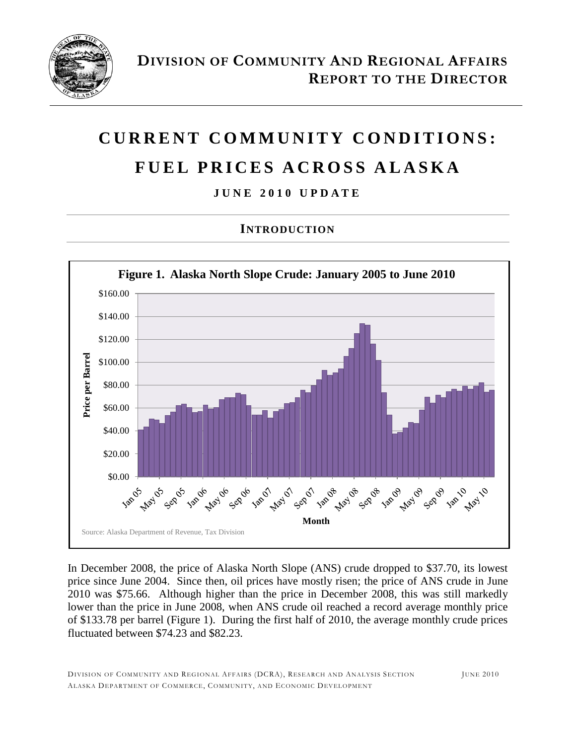# Division of Community and Regional Affairs
## Report to the Director

# CURRENT COMMUNITY CONDITIONS: FUEL PRICES ACROSS ALASKA

### JUNE 2010 UPDATE

## INTRODUCTION

**Figure 1. Alaska North Slope Crude: January 2005 to June 2010**

Source: Alaska Department of Revenue, Tax Division

In December 2008, the price of Alaska North Slope (ANS) crude dropped to \$37.70, its lowest price since June 2004. Since then, oil prices have mostly risen; the price of ANS crude in June 2010 was \$75.66. Although higher than the price in December 2008, this was still markedly lower than the price in June 2008, when ANS crude oil reached a record average monthly price of \$133.78 per barrel (Figure 1). During the first half of 2010, the average monthly crude prices fluctuated between \$74.23 and \$82.23.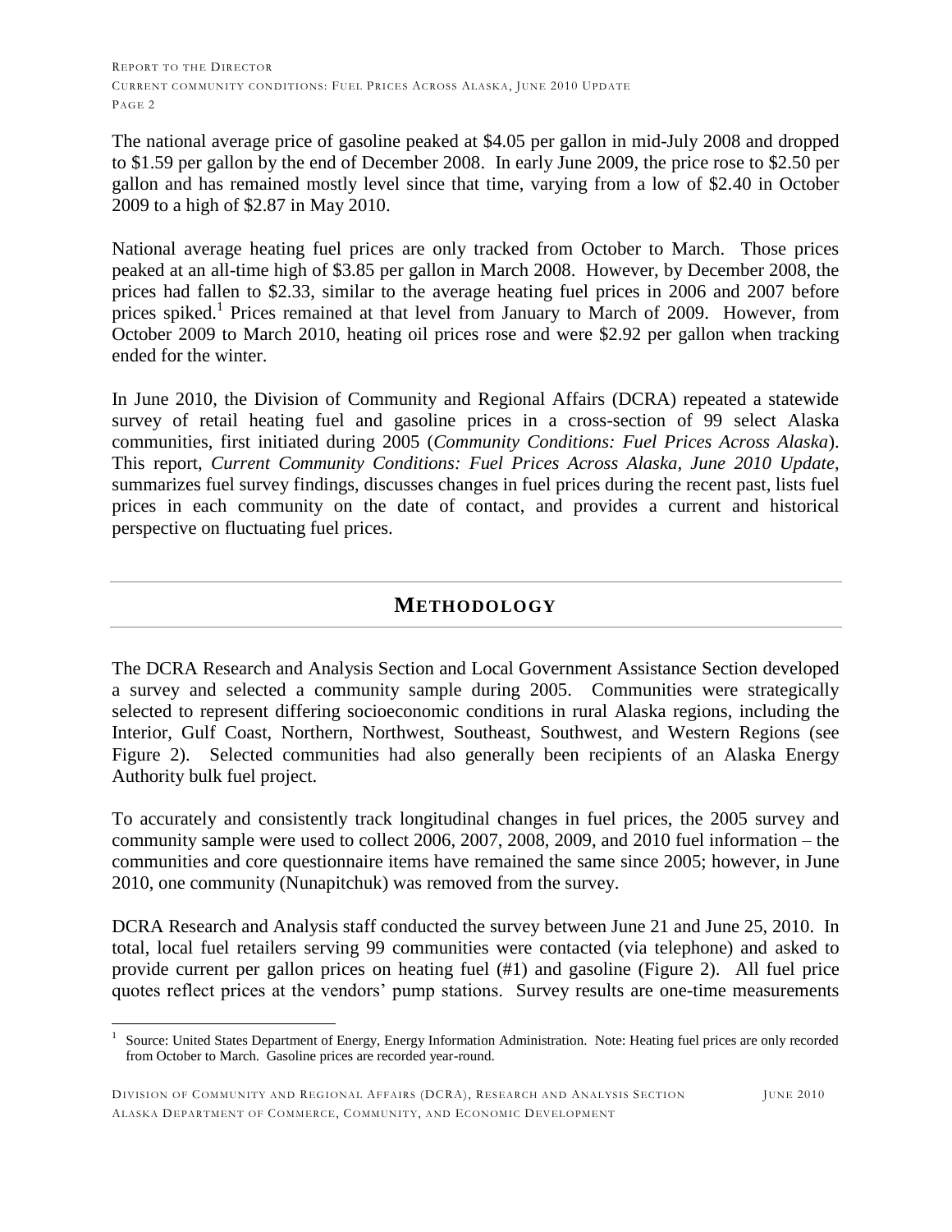The national average price of gasoline peaked at $4.05 per gallon in mid-July 2008 and dropped to $1.59 per gallon by the end of December 2008. In early June 2009, the price rose to $2.50 per gallon and has remained mostly level since that time, varying from a low of $2.40 in October 2009 to a high of $2.87 in May 2010.

National average heating fuel prices are only tracked from October to March. Those prices peaked at an all-time high of $3.85 per gallon in March 2008. However, by December 2008, the prices had fallen to $2.33, similar to the average heating fuel prices in 2006 and 2007 before prices spiked.[1] Prices remained at that level from January to March of 2009. However, from October 2009 to March 2010, heating oil prices rose and were $2.92 per gallon when tracking ended for the winter.

In June 2010, the Division of Community and Regional Affairs (DCRA) repeated a statewide survey of retail heating fuel and gasoline prices in a cross-section of 99 select Alaska communities, first initiated during 2005 (*Community Conditions: Fuel Prices Across Alaska*). This report, *Current Community Conditions: Fuel Prices Across Alaska, June 2010 Update*, summarizes fuel survey findings, discusses changes in fuel prices during the recent past, lists fuel prices in each community on the date of contact, and provides a current and historical perspective on fluctuating fuel prices.

## METHODOLOGY

The DCRA Research and Analysis Section and Local Government Assistance Section developed a survey and selected a community sample during 2005. Communities were strategically selected to represent differing socioeconomic conditions in rural Alaska regions, including the Interior, Gulf Coast, Northern, Northwest, Southeast, Southwest, and Western Regions (see Figure 2). Selected communities had also generally been recipients of an Alaska Energy Authority bulk fuel project.

To accurately and consistently track longitudinal changes in fuel prices, the 2005 survey and community sample were used to collect 2006, 2007, 2008, 2009, and 2010 fuel information – the communities and core questionnaire items have remained the same since 2005; however, in June 2010, one community (Nunapitchuk) was removed from the survey.

DCRA Research and Analysis staff conducted the survey between June 21 and June 25, 2010. In total, local fuel retailers serving 99 communities were contacted (via telephone) and asked to provide current per gallon prices on heating fuel (#1) and gasoline (Figure 2). All fuel price quotes reflect prices at the vendors' pump stations. Survey results are one-time measurements

[1] Source: United States Department of Energy, Energy Information Administration. Note: Heating fuel prices are only recorded from October to March. Gasoline prices are recorded year-round.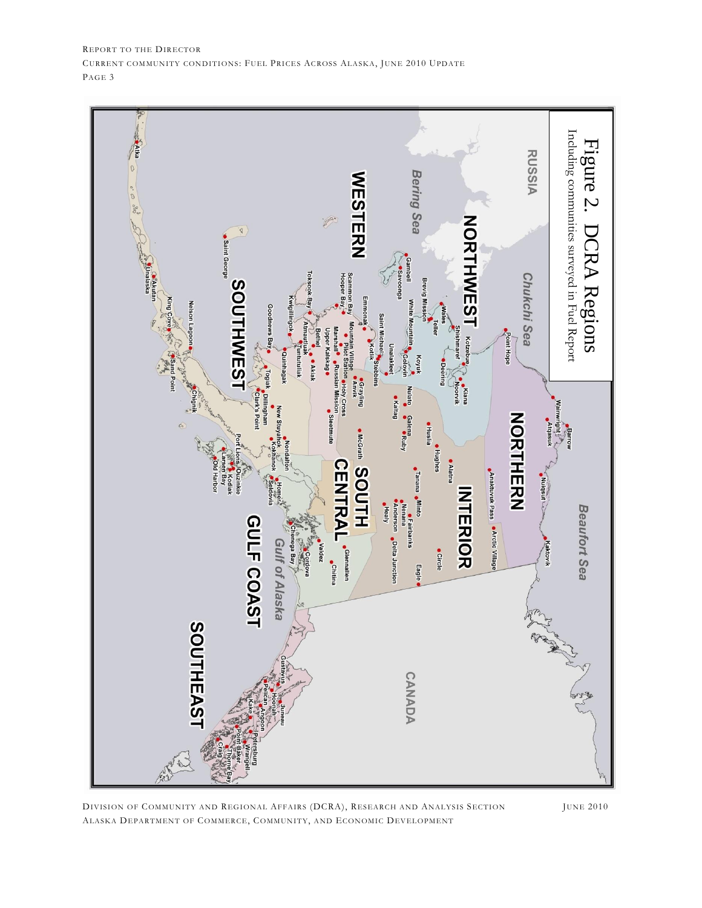Figure 2. DCRA Regions

Including communities surveyed in Fuel Report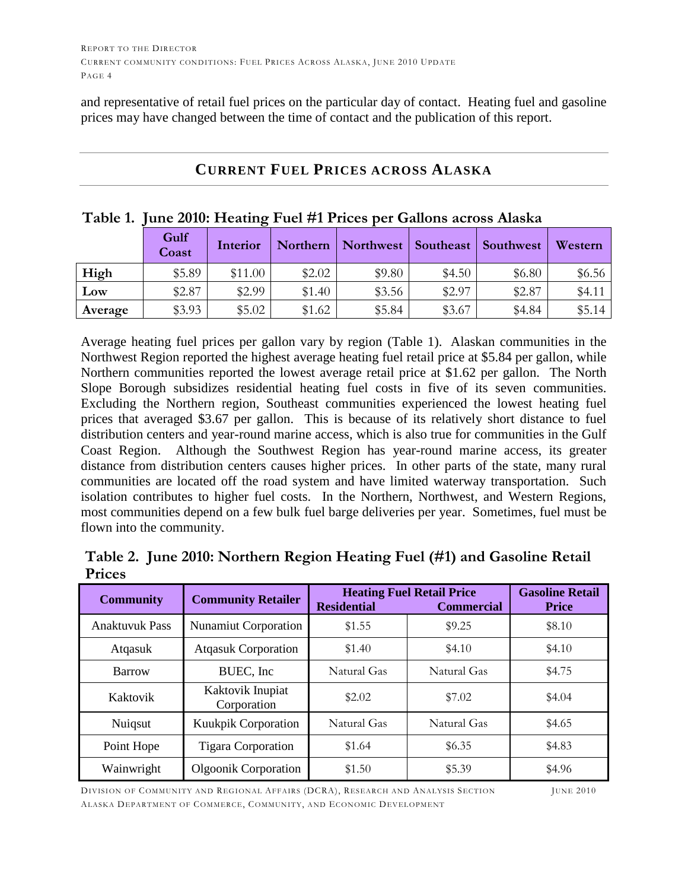and representative of retail fuel prices on the particular day of contact. Heating fuel and gasoline prices may have changed between the time of contact and the publication of this report.

## CURRENT FUEL PRICES ACROSS ALASKA

**Table 1. June 2010: Heating Fuel #1 Prices per Gallons across Alaska**

| | Gulf Coast | Interior | Northern | Northwest | Southeast | Southwest | Western |
|---|---|---|---|---|---|---|---|
| **High** | $5.89 | $11.00 | $2.02 | $9.80 | $4.50 | $6.80 | $6.56 |
| **Low** | $2.87 | $2.99 | $1.40 | $3.56 | $2.97 | $2.87 | $4.11 |
| **Average** | $3.93 | $5.02 | $1.62 | $5.84 | $3.67 | $4.84 | $5.14 |

Average heating fuel prices per gallon vary by region (Table 1). Alaskan communities in the Northwest Region reported the highest average heating fuel retail price at $5.84 per gallon, while Northern communities reported the lowest average retail price at $1.62 per gallon. The North Slope Borough subsidizes residential heating fuel costs in five of its seven communities. Excluding the Northern region, Southeast communities experienced the lowest heating fuel prices that averaged $3.67 per gallon. This is because of its relatively short distance to fuel distribution centers and year-round marine access, which is also true for communities in the Gulf Coast Region. Although the Southwest Region has year-round marine access, its greater distance from distribution centers causes higher prices. In other parts of the state, many rural communities are located off the road system and have limited waterway transportation. Such isolation contributes to higher fuel costs. In the Northern, Northwest, and Western Regions, most communities depend on a few bulk fuel barge deliveries per year. Sometimes, fuel must be flown into the community.

**Table 2. June 2010: Northern Region Heating Fuel (#1) and Gasoline Retail Prices**

| Community | Community Retailer | Heating Fuel Retail Price | | Gasoline Retail Price |
|---|---|---|---|---|
| | | Residential | Commercial | |
| Anaktuvuk Pass | Nunamiut Corporation | $1.55 | $9.25 | $8.10 |
| Atqasuk | Atqasuk Corporation | $1.40 | $4.10 | $4.10 |
| Barrow | BUEC, Inc | Natural Gas | Natural Gas | $4.75 |
| Kaktovik | Kaktovik Inupiat Corporation | $2.02 | $7.02 | $4.04 |
| Nuiqsut | Kuukpik Corporation | Natural Gas | Natural Gas | $4.65 |
| Point Hope | Tigara Corporation | $1.64 | $6.35 | $4.83 |
| Wainwright | Olgoonik Corporation | $1.50 | $5.39 | $4.96 |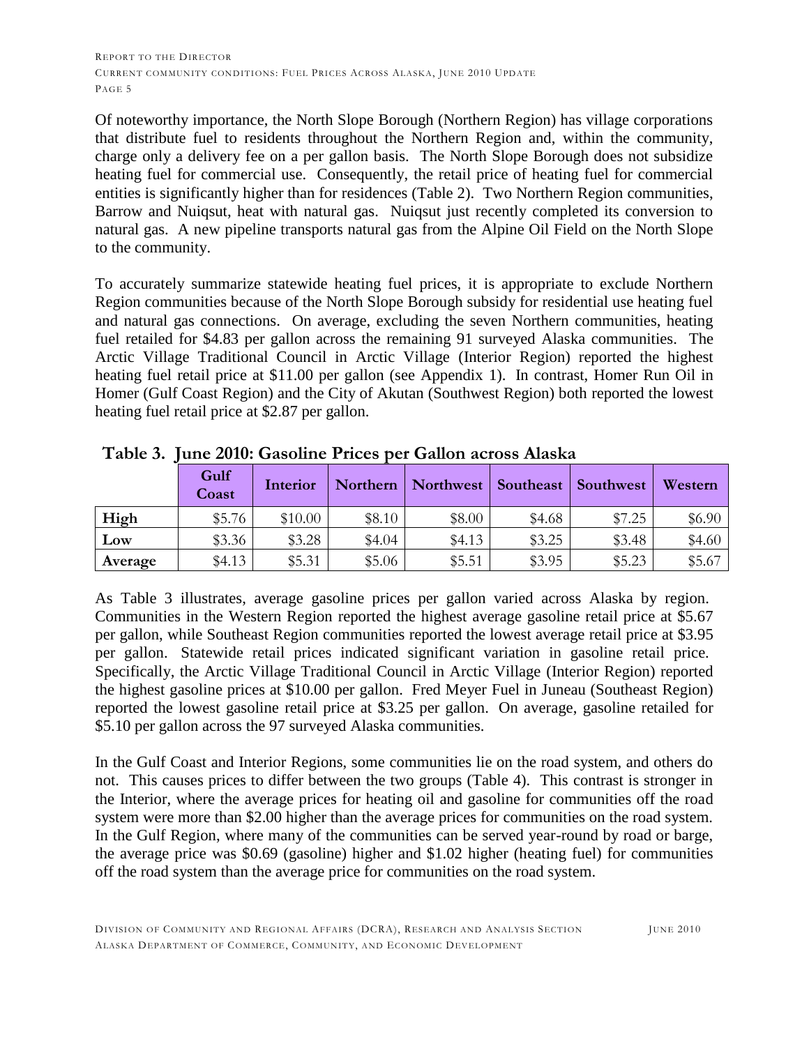Of noteworthy importance, the North Slope Borough (Northern Region) has village corporations that distribute fuel to residents throughout the Northern Region and, within the community, charge only a delivery fee on a per gallon basis. The North Slope Borough does not subsidize heating fuel for commercial use. Consequently, the retail price of heating fuel for commercial entities is significantly higher than for residences (Table 2). Two Northern Region communities, Barrow and Nuiqsut, heat with natural gas. Nuiqsut just recently completed its conversion to natural gas. A new pipeline transports natural gas from the Alpine Oil Field on the North Slope to the community.

To accurately summarize statewide heating fuel prices, it is appropriate to exclude Northern Region communities because of the North Slope Borough subsidy for residential use heating fuel and natural gas connections. On average, excluding the seven Northern communities, heating fuel retailed for $4.83 per gallon across the remaining 91 surveyed Alaska communities. The Arctic Village Traditional Council in Arctic Village (Interior Region) reported the highest heating fuel retail price at $11.00 per gallon (see Appendix 1). In contrast, Homer Run Oil in Homer (Gulf Coast Region) and the City of Akutan (Southwest Region) both reported the lowest heating fuel retail price at $2.87 per gallon.

**Table 3. June 2010: Gasoline Prices per Gallon across Alaska**

| | Gulf Coast | Interior | Northern | Northwest | Southeast | Southwest | Western |
|---|---|---|---|---|---|---|---|
| **High** | $5.76 | $10.00 | $8.10 | $8.00 | $4.68 | $7.25 | $6.90 |
| **Low** | $3.36 | $3.28 | $4.04 | $4.13 | $3.25 | $3.48 | $4.60 |
| **Average** | $4.13 | $5.31 | $5.06 | $5.51 | $3.95 | $5.23 | $5.67 |

As Table 3 illustrates, average gasoline prices per gallon varied across Alaska by region. Communities in the Western Region reported the highest average gasoline retail price at $5.67 per gallon, while Southeast Region communities reported the lowest average retail price at $3.95 per gallon. Statewide retail prices indicated significant variation in gasoline retail price. Specifically, the Arctic Village Traditional Council in Arctic Village (Interior Region) reported the highest gasoline prices at $10.00 per gallon. Fred Meyer Fuel in Juneau (Southeast Region) reported the lowest gasoline retail price at $3.25 per gallon. On average, gasoline retailed for $5.10 per gallon across the 97 surveyed Alaska communities.

In the Gulf Coast and Interior Regions, some communities lie on the road system, and others do not. This causes prices to differ between the two groups (Table 4). This contrast is stronger in the Interior, where the average prices for heating oil and gasoline for communities off the road system were more than $2.00 higher than the average prices for communities on the road system. In the Gulf Region, where many of the communities can be served year-round by road or barge, the average price was $0.69 (gasoline) higher and $1.02 higher (heating fuel) for communities off the road system than the average price for communities on the road system.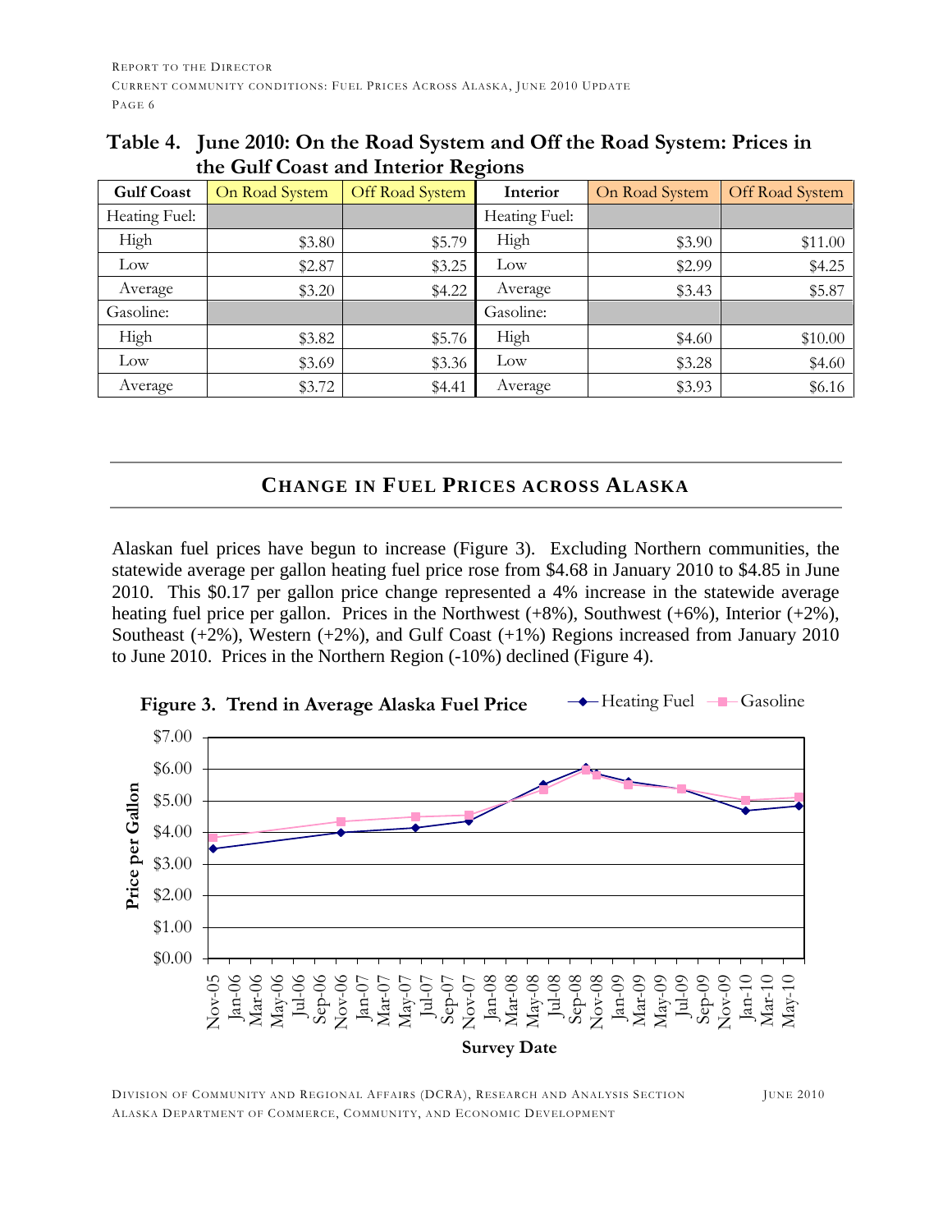**Table 4. June 2010: On the Road System and Off the Road System: Prices in the Gulf Coast and Interior Regions**

| Gulf Coast | On Road System | Off Road System | Interior | On Road System | Off Road System |
|---|---|---|---|---|---|
| Heating Fuel: | | | Heating Fuel: | | |
| High | $3.80 | $5.79 | High | $3.90 | $11.00 |
| Low | $2.87 | $3.25 | Low | $2.99 | $4.25 |
| Average | $3.20 | $4.22 | Average | $3.43 | $5.87 |
| Gasoline: | | | Gasoline: | | |
| High | $3.82 | $5.76 | High | $4.60 | $10.00 |
| Low | $3.69 | $3.36 | Low | $3.28 | $4.60 |
| Average | $3.72 | $4.41 | Average | $3.93 | $6.16 |

## CHANGE IN FUEL PRICES ACROSS ALASKA

Alaskan fuel prices have begun to increase (Figure 3). Excluding Northern communities, the statewide average per gallon heating fuel price rose from $4.68 in January 2010 to $4.85 in June 2010. This $0.17 per gallon price change represented a 4% increase in the statewide average heating fuel price per gallon. Prices in the Northwest (+8%), Southwest (+6%), Interior (+2%), Southeast (+2%), Western (+2%), and Gulf Coast (+1%) Regions increased from January 2010 to June 2010. Prices in the Northern Region (-10%) declined (Figure 4).

**Figure 3. Trend in Average Alaska Fuel Price**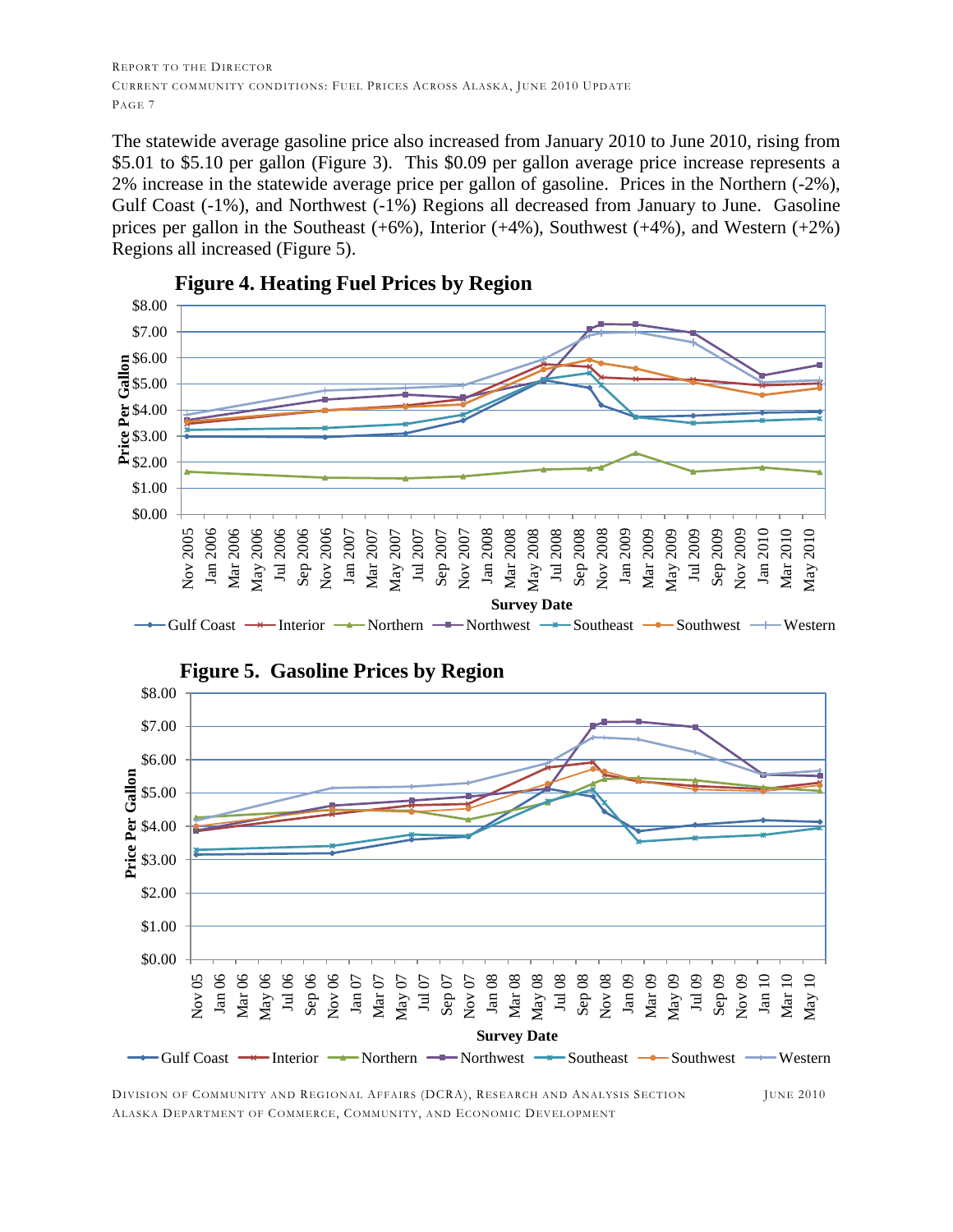The statewide average gasoline price also increased from January 2010 to June 2010, rising from $5.01 to $5.10 per gallon (Figure 3). This $0.09 per gallon average price increase represents a 2% increase in the statewide average price per gallon of gasoline. Prices in the Northern (-2%), Gulf Coast (-1%), and Northwest (-1%) Regions all decreased from January to June. Gasoline prices per gallon in the Southeast (+6%), Interior (+4%), Southwest (+4%), and Western (+2%) Regions all increased (Figure 5).

**Figure 4. Heating Fuel Prices by Region**

**Figure 5. Gasoline Prices by Region**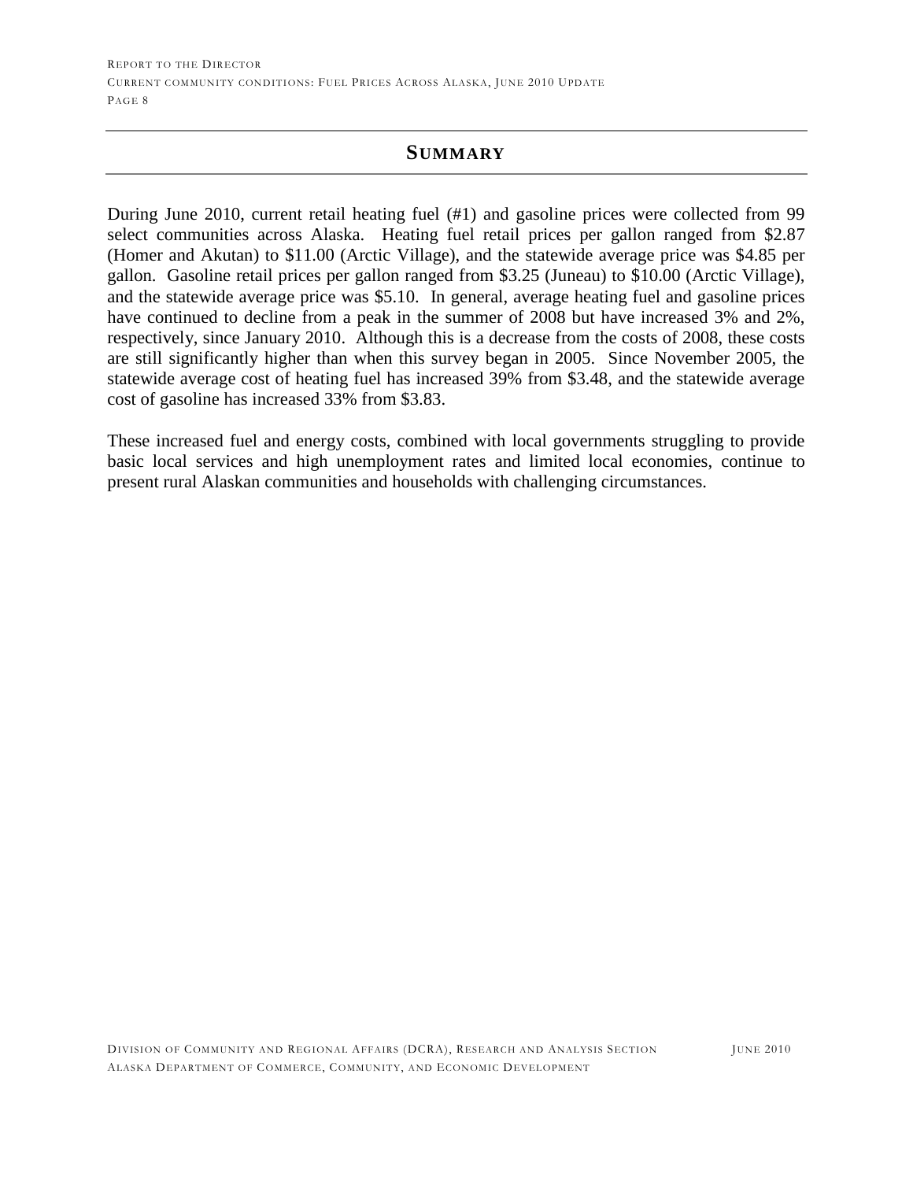## SUMMARY

During June 2010, current retail heating fuel (#1) and gasoline prices were collected from 99 select communities across Alaska. Heating fuel retail prices per gallon ranged from $2.87 (Homer and Akutan) to $11.00 (Arctic Village), and the statewide average price was $4.85 per gallon. Gasoline retail prices per gallon ranged from $3.25 (Juneau) to $10.00 (Arctic Village), and the statewide average price was $5.10. In general, average heating fuel and gasoline prices have continued to decline from a peak in the summer of 2008 but have increased 3% and 2%, respectively, since January 2010. Although this is a decrease from the costs of 2008, these costs are still significantly higher than when this survey began in 2005. Since November 2005, the statewide average cost of heating fuel has increased 39% from $3.48, and the statewide average cost of gasoline has increased 33% from $3.83.

These increased fuel and energy costs, combined with local governments struggling to provide basic local services and high unemployment rates and limited local economies, continue to present rural Alaskan communities and households with challenging circumstances.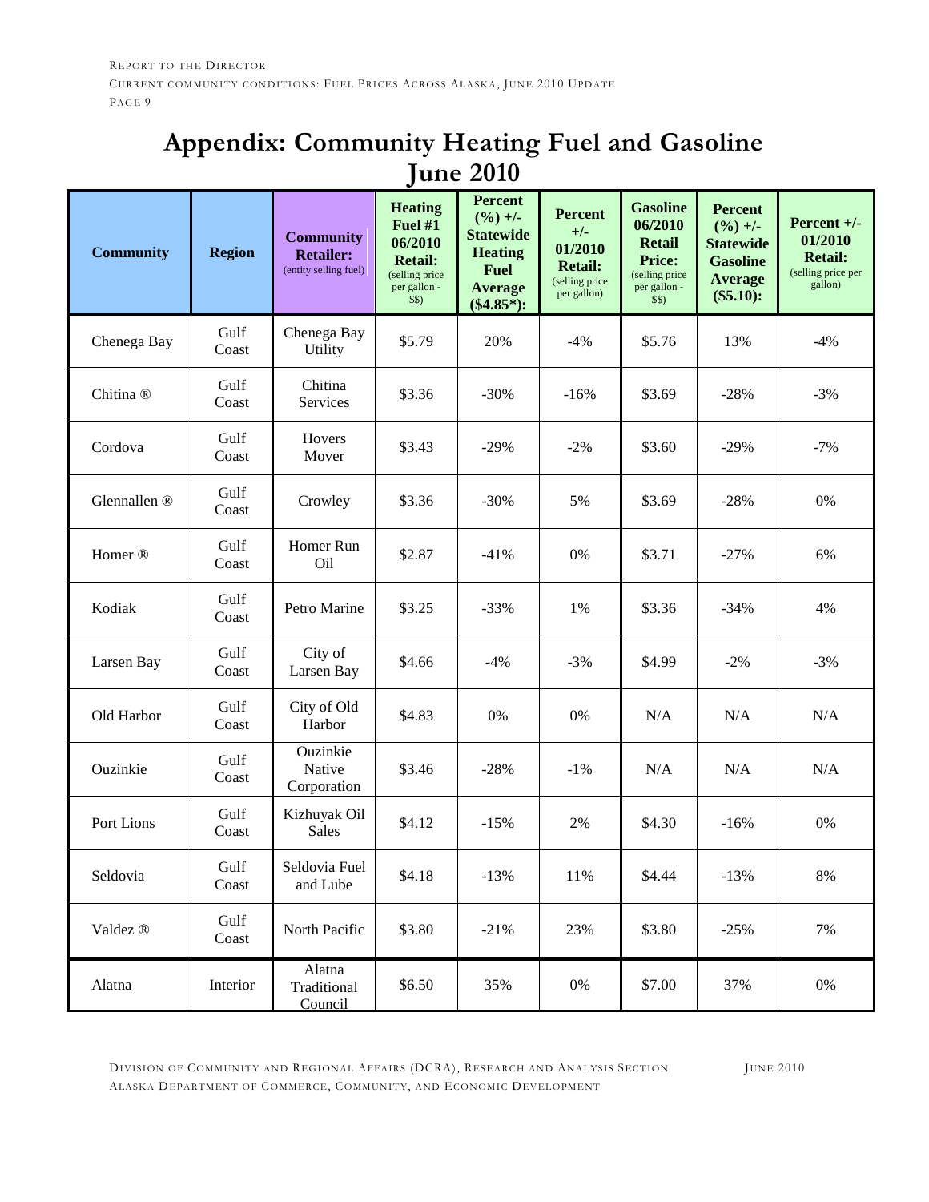# Appendix: Community Heating Fuel and Gasoline June 2010

| Community | Region | Community Retailer: (entity selling fuel) | Heating Fuel #1 06/2010 Retail: (selling price per gallon - $$) | Percent (%) +/- Statewide Heating Fuel Average ($4.85*): | Percent +/- 01/2010 Retail: (selling price per gallon) | Gasoline 06/2010 Retail Price: (selling price per gallon - $$) | Percent (%) +/- Statewide Gasoline Average ($5.10): | Percent +/- 01/2010 Retail: (selling price per gallon) |
|---|---|---|---|---|---|---|---|---|
| Chenega Bay | Gulf Coast | Chenega Bay Utility | $5.79 | 20% | -4% | $5.76 | 13% | -4% |
| Chitina ® | Gulf Coast | Chitina Services | $3.36 | -30% | -16% | $3.69 | -28% | -3% |
| Cordova | Gulf Coast | Hovers Mover | $3.43 | -29% | -2% | $3.60 | -29% | -7% |
| Glennallen ® | Gulf Coast | Crowley | $3.36 | -30% | 5% | $3.69 | -28% | 0% |
| Homer ® | Gulf Coast | Homer Run Oil | $2.87 | -41% | 0% | $3.71 | -27% | 6% |
| Kodiak | Gulf Coast | Petro Marine | $3.25 | -33% | 1% | $3.36 | -34% | 4% |
| Larsen Bay | Gulf Coast | City of Larsen Bay | $4.66 | -4% | -3% | $4.99 | -2% | -3% |
| Old Harbor | Gulf Coast | City of Old Harbor | $4.83 | 0% | 0% | N/A | N/A | N/A |
| Ouzinkie | Gulf Coast | Ouzinkie Native Corporation | $3.46 | -28% | -1% | N/A | N/A | N/A |
| Port Lions | Gulf Coast | Kizhuyak Oil Sales | $4.12 | -15% | 2% | $4.30 | -16% | 0% |
| Seldovia | Gulf Coast | Seldovia Fuel and Lube | $4.18 | -13% | 11% | $4.44 | -13% | 8% |
| Valdez ® | Gulf Coast | North Pacific | $3.80 | -21% | 23% | $3.80 | -25% | 7% |
| Alatna | Interior | Alatna Traditional Council | $6.50 | 35% | 0% | $7.00 | 37% | 0% |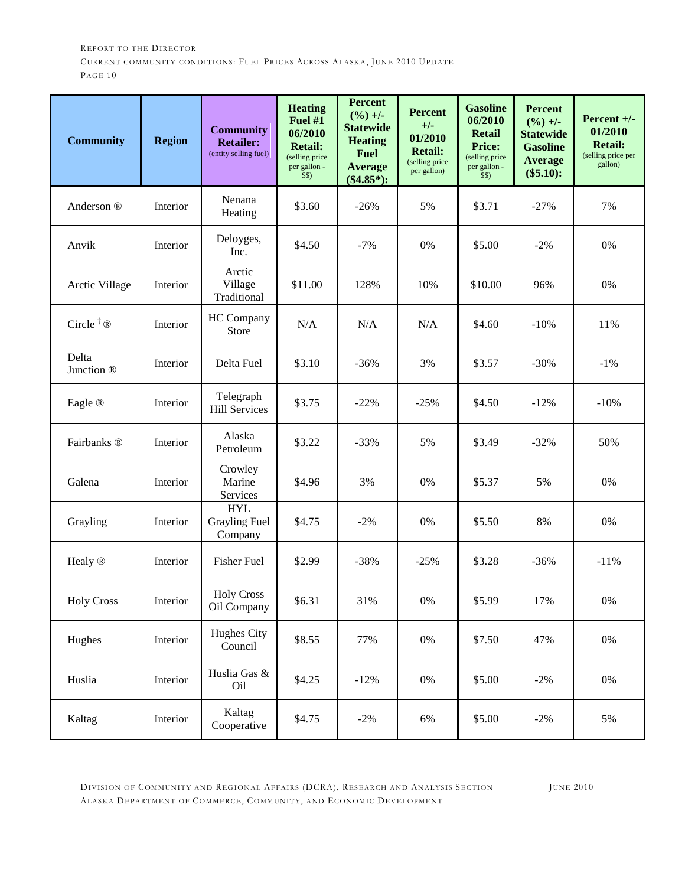| Community | Region | Community Retailer: (entity selling fuel) | Heating Fuel #1 06/2010 Retail: (selling price per gallon - $$) | Percent (%) +/- Statewide Heating Fuel Average ($4.85*): | Percent +/- 01/2010 Retail: (selling price per gallon) | Gasoline 06/2010 Retail Price: (selling price per gallon - $$) | Percent (%) +/- Statewide Gasoline Average ($5.10): | Percent +/- 01/2010 Retail: (selling price per gallon) |
|---|---|---|---|---|---|---|---|---|
| Anderson ® | Interior | Nenana Heating | $3.60 | -26% | 5% | $3.71 | -27% | 7% |
| Anvik | Interior | Deloyges, Inc. | $4.50 | -7% | 0% | $5.00 | -2% | 0% |
| Arctic Village | Interior | Arctic Village Traditional | $11.00 | 128% | 10% | $10.00 | 96% | 0% |
| Circle † ® | Interior | HC Company Store | N/A | N/A | N/A | $4.60 | -10% | 11% |
| Delta Junction ® | Interior | Delta Fuel | $3.10 | -36% | 3% | $3.57 | -30% | -1% |
| Eagle ® | Interior | Telegraph Hill Services | $3.75 | -22% | -25% | $4.50 | -12% | -10% |
| Fairbanks ® | Interior | Alaska Petroleum | $3.22 | -33% | 5% | $3.49 | -32% | 50% |
| Galena | Interior | Crowley Marine Services | $4.96 | 3% | 0% | $5.37 | 5% | 0% |
| Grayling | Interior | HYL Grayling Fuel Company | $4.75 | -2% | 0% | $5.50 | 8% | 0% |
| Healy ® | Interior | Fisher Fuel | $2.99 | -38% | -25% | $3.28 | -36% | -11% |
| Holy Cross | Interior | Holy Cross Oil Company | $6.31 | 31% | 0% | $5.99 | 17% | 0% |
| Hughes | Interior | Hughes City Council | $8.55 | 77% | 0% | $7.50 | 47% | 0% |
| Huslia | Interior | Huslia Gas & Oil | $4.25 | -12% | 0% | $5.00 | -2% | 0% |
| Kaltag | Interior | Kaltag Cooperative | $4.75 | -2% | 6% | $5.00 | -2% | 5% |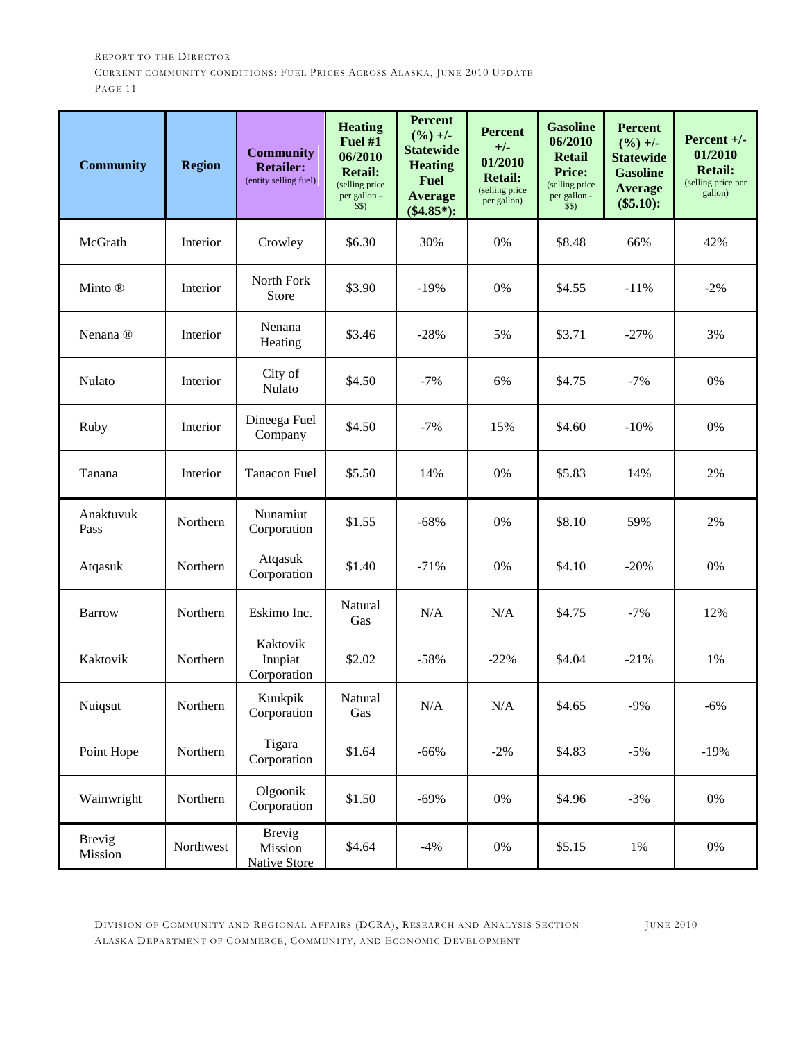| Community | Region | Community Retailer: (entity selling fuel) | Heating Fuel #1 06/2010 Retail: (selling price per gallon - $$) | Percent (%) +/- Statewide Heating Fuel Average ($4.85*): | Percent +/- 01/2010 Retail: (selling price per gallon) | Gasoline 06/2010 Retail Price: (selling price per gallon - $$) | Percent (%) +/- Statewide Gasoline Average ($5.10): | Percent +/- 01/2010 Retail: (selling price per gallon) |
|---|---|---|---|---|---|---|---|---|
| McGrath | Interior | Crowley | $6.30 | 30% | 0% | $8.48 | 66% | 42% |
| Minto ® | Interior | North Fork Store | $3.90 | -19% | 0% | $4.55 | -11% | -2% |
| Nenana ® | Interior | Nenana Heating | $3.46 | -28% | 5% | $3.71 | -27% | 3% |
| Nulato | Interior | City of Nulato | $4.50 | -7% | 6% | $4.75 | -7% | 0% |
| Ruby | Interior | Dineega Fuel Company | $4.50 | -7% | 15% | $4.60 | -10% | 0% |
| Tanana | Interior | Tanacon Fuel | $5.50 | 14% | 0% | $5.83 | 14% | 2% |
| Anaktuvuk Pass | Northern | Nunamiut Corporation | $1.55 | -68% | 0% | $8.10 | 59% | 2% |
| Atqasuk | Northern | Atqasuk Corporation | $1.40 | -71% | 0% | $4.10 | -20% | 0% |
| Barrow | Northern | Eskimo Inc. | Natural Gas | N/A | N/A | $4.75 | -7% | 12% |
| Kaktovik | Northern | Kaktovik Inupiat Corporation | $2.02 | -58% | -22% | $4.04 | -21% | 1% |
| Nuiqsut | Northern | Kuukpik Corporation | Natural Gas | N/A | N/A | $4.65 | -9% | -6% |
| Point Hope | Northern | Tigara Corporation | $1.64 | -66% | -2% | $4.83 | -5% | -19% |
| Wainwright | Northern | Olgoonik Corporation | $1.50 | -69% | 0% | $4.96 | -3% | 0% |
| Brevig Mission | Northwest | Brevig Mission Native Store | $4.64 | -4% | 0% | $5.15 | 1% | 0% |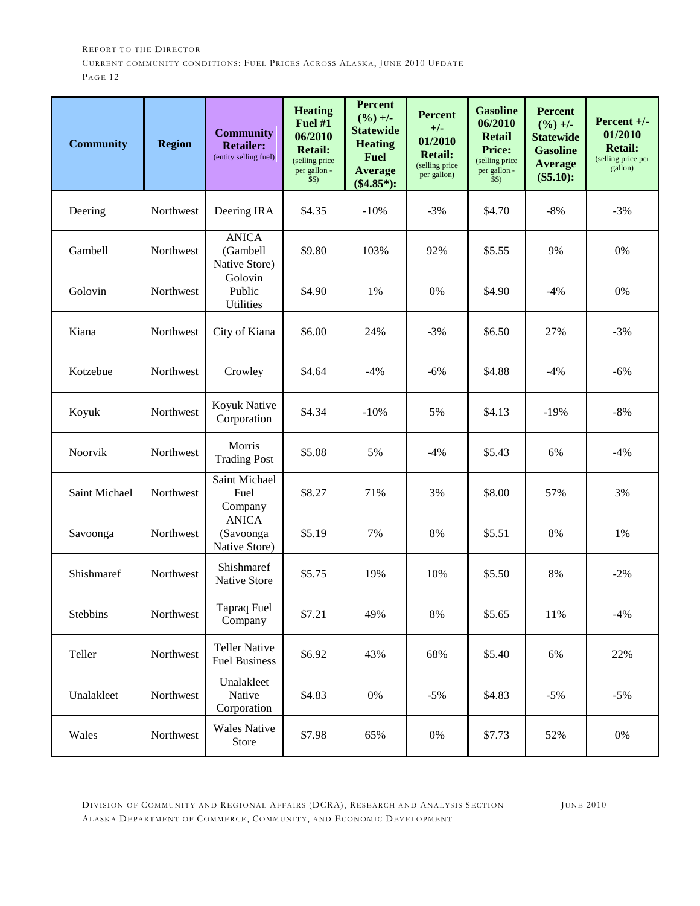| Community | Region | Community Retailer: (entity selling fuel) | Heating Fuel #1 06/2010 Retail: (selling price per gallon - $$) | Percent (%) +/- Statewide Heating Fuel Average ($4.85*): | Percent +/- 01/2010 Retail: (selling price per gallon) | Gasoline 06/2010 Retail Price: (selling price per gallon - $$) | Percent (%) +/- Statewide Gasoline Average ($5.10): | Percent +/- 01/2010 Retail: (selling price per gallon) |
|---|---|---|---|---|---|---|---|---|
| Deering | Northwest | Deering IRA | $4.35 | -10% | -3% | $4.70 | -8% | -3% |
| Gambell | Northwest | ANICA (Gambell Native Store) | $9.80 | 103% | 92% | $5.55 | 9% | 0% |
| Golovin | Northwest | Golovin Public Utilities | $4.90 | 1% | 0% | $4.90 | -4% | 0% |
| Kiana | Northwest | City of Kiana | $6.00 | 24% | -3% | $6.50 | 27% | -3% |
| Kotzebue | Northwest | Crowley | $4.64 | -4% | -6% | $4.88 | -4% | -6% |
| Koyuk | Northwest | Koyuk Native Corporation | $4.34 | -10% | 5% | $4.13 | -19% | -8% |
| Noorvik | Northwest | Morris Trading Post | $5.08 | 5% | -4% | $5.43 | 6% | -4% |
| Saint Michael | Northwest | Saint Michael Fuel Company | $8.27 | 71% | 3% | $8.00 | 57% | 3% |
| Savoonga | Northwest | ANICA (Savoonga Native Store) | $5.19 | 7% | 8% | $5.51 | 8% | 1% |
| Shishmaref | Northwest | Shishmaref Native Store | $5.75 | 19% | 10% | $5.50 | 8% | -2% |
| Stebbins | Northwest | Tapraq Fuel Company | $7.21 | 49% | 8% | $5.65 | 11% | -4% |
| Teller | Northwest | Teller Native Fuel Business | $6.92 | 43% | 68% | $5.40 | 6% | 22% |
| Unalakleet | Northwest | Unalakleet Native Corporation | $4.83 | 0% | -5% | $4.83 | -5% | -5% |
| Wales | Northwest | Wales Native Store | $7.98 | 65% | 0% | $7.73 | 52% | 0% |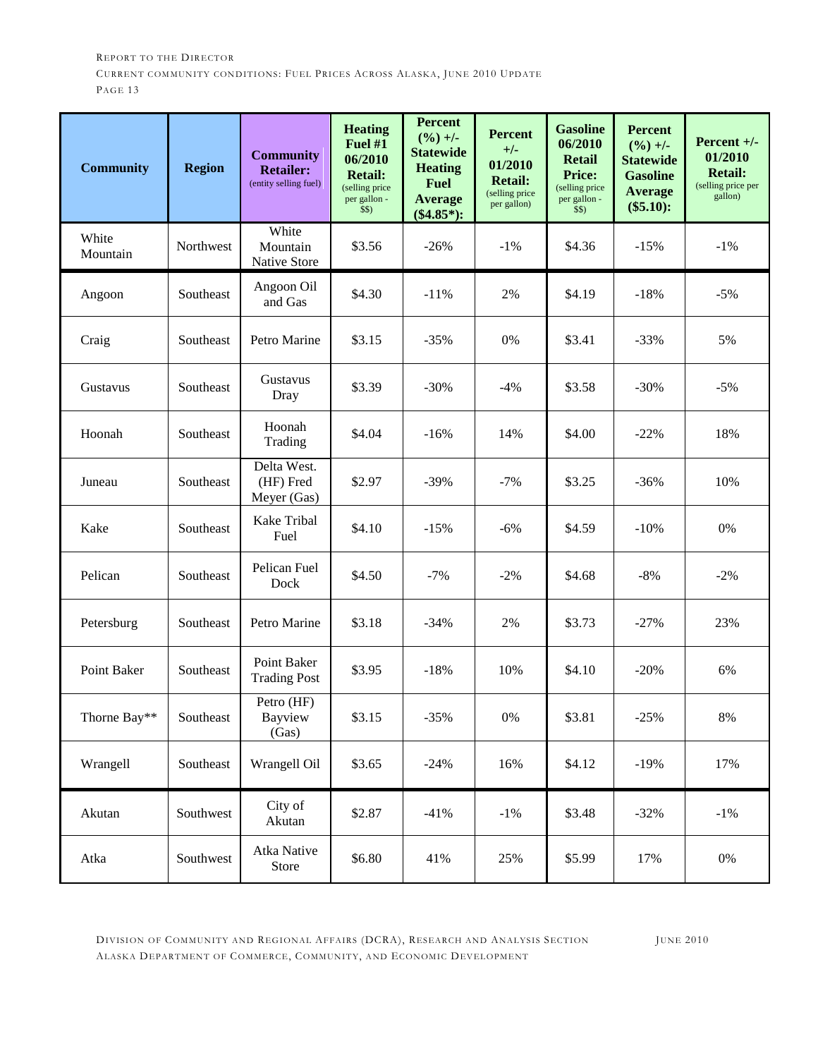| **Community** | **Region** | **Community Retailer:** (entity selling fuel) | **Heating Fuel #1 06/2010 Retail:** (selling price per gallon - $$) | **Percent (%) +/- Statewide Heating Fuel Average ($4.85*):** | **Percent +/- 01/2010 Retail:** (selling price per gallon) | **Gasoline 06/2010 Retail Price:** (selling price per gallon - $$) | **Percent (%) +/- Statewide Gasoline Average ($5.10):** | **Percent +/- 01/2010 Retail:** (selling price per gallon) |
|---|---|---|---|---|---|---|---|---|
| White Mountain | Northwest | White Mountain Native Store | $3.56 | -26% | -1% | $4.36 | -15% | -1% |
| Angoon | Southeast | Angoon Oil and Gas | $4.30 | -11% | 2% | $4.19 | -18% | -5% |
| Craig | Southeast | Petro Marine | $3.15 | -35% | 0% | $3.41 | -33% | 5% |
| Gustavus | Southeast | Gustavus Dray | $3.39 | -30% | -4% | $3.58 | -30% | -5% |
| Hoonah | Southeast | Hoonah Trading | $4.04 | -16% | 14% | $4.00 | -22% | 18% |
| Juneau | Southeast | Delta West. (HF) Fred Meyer (Gas) | $2.97 | -39% | -7% | $3.25 | -36% | 10% |
| Kake | Southeast | Kake Tribal Fuel | $4.10 | -15% | -6% | $4.59 | -10% | 0% |
| Pelican | Southeast | Pelican Fuel Dock | $4.50 | -7% | -2% | $4.68 | -8% | -2% |
| Petersburg | Southeast | Petro Marine | $3.18 | -34% | 2% | $3.73 | -27% | 23% |
| Point Baker | Southeast | Point Baker Trading Post | $3.95 | -18% | 10% | $4.10 | -20% | 6% |
| Thorne Bay** | Southeast | Petro (HF) Bayview (Gas) | $3.15 | -35% | 0% | $3.81 | -25% | 8% |
| Wrangell | Southeast | Wrangell Oil | $3.65 | -24% | 16% | $4.12 | -19% | 17% |
| Akutan | Southwest | City of Akutan | $2.87 | -41% | -1% | $3.48 | -32% | -1% |
| Atka | Southwest | Atka Native Store | $6.80 | 41% | 25% | $5.99 | 17% | 0% |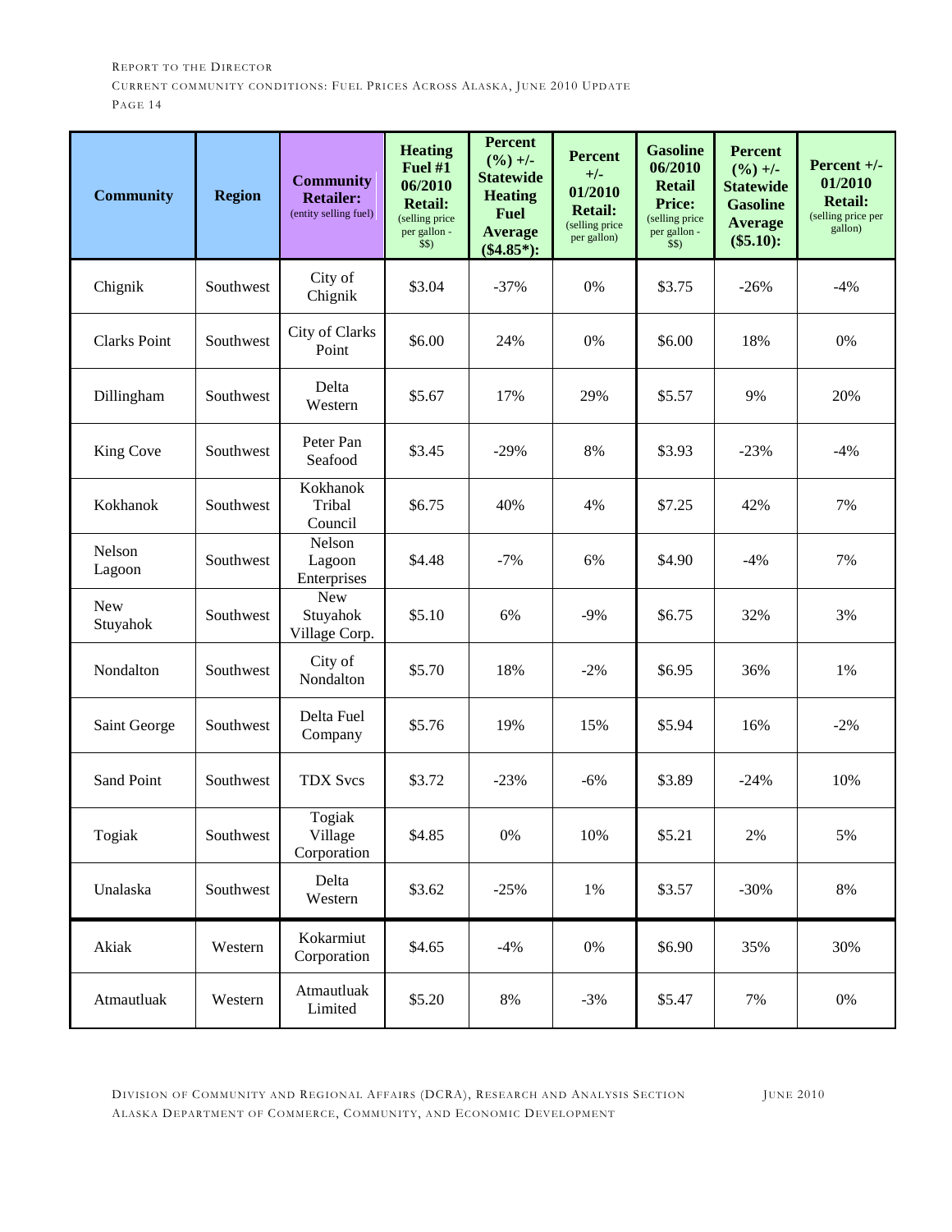| **Community** | **Region** | **Community Retailer:** (entity selling fuel) | **Heating Fuel #1 06/2010 Retail:** (selling price per gallon - $$) | **Percent (%) +/- Statewide Heating Fuel Average ($4.85*):** | **Percent +/- 01/2010 Retail:** (selling price per gallon) | **Gasoline 06/2010 Retail Price:** (selling price per gallon - $$) | **Percent (%) +/- Statewide Gasoline Average ($5.10):** | **Percent +/- 01/2010 Retail:** (selling price per gallon) |
|---|---|---|---|---|---|---|---|---|
| Chignik | Southwest | City of Chignik | $3.04 | -37% | 0% | $3.75 | -26% | -4% |
| Clarks Point | Southwest | City of Clarks Point | $6.00 | 24% | 0% | $6.00 | 18% | 0% |
| Dillingham | Southwest | Delta Western | $5.67 | 17% | 29% | $5.57 | 9% | 20% |
| King Cove | Southwest | Peter Pan Seafood | $3.45 | -29% | 8% | $3.93 | -23% | -4% |
| Kokhanok | Southwest | Kokhanok Tribal Council | $6.75 | 40% | 4% | $7.25 | 42% | 7% |
| Nelson Lagoon | Southwest | Nelson Lagoon Enterprises | $4.48 | -7% | 6% | $4.90 | -4% | 7% |
| New Stuyahok | Southwest | New Stuyahok Village Corp. | $5.10 | 6% | -9% | $6.75 | 32% | 3% |
| Nondalton | Southwest | City of Nondalton | $5.70 | 18% | -2% | $6.95 | 36% | 1% |
| Saint George | Southwest | Delta Fuel Company | $5.76 | 19% | 15% | $5.94 | 16% | -2% |
| Sand Point | Southwest | TDX Svcs | $3.72 | -23% | -6% | $3.89 | -24% | 10% |
| Togiak | Southwest | Togiak Village Corporation | $4.85 | 0% | 10% | $5.21 | 2% | 5% |
| Unalaska | Southwest | Delta Western | $3.62 | -25% | 1% | $3.57 | -30% | 8% |
| Akiak | Western | Kokarmiut Corporation | $4.65 | -4% | 0% | $6.90 | 35% | 30% |
| Atmautluak | Western | Atmautluak Limited | $5.20 | 8% | -3% | $5.47 | 7% | 0% |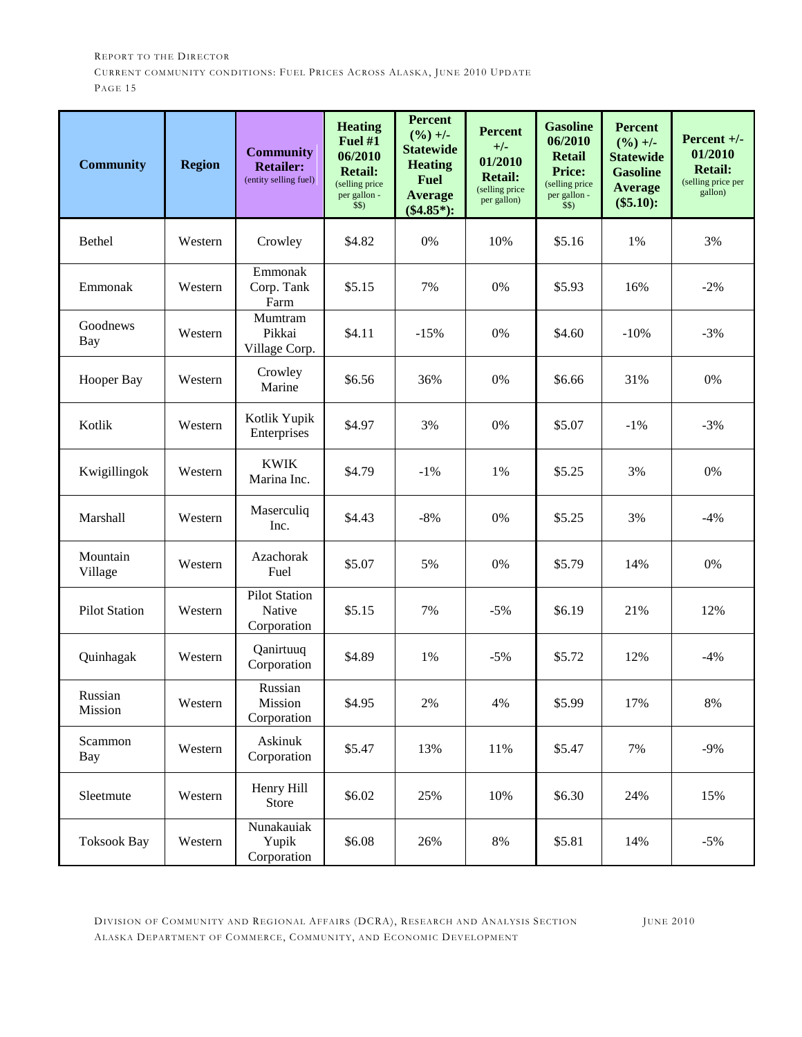| Community | Region | Community Retailer: (entity selling fuel) | Heating Fuel #1 06/2010 Retail: (selling price per gallon - $$) | Percent (%) +/- Statewide Heating Fuel Average ($4.85*): | Percent +/- 01/2010 Retail: (selling price per gallon) | Gasoline 06/2010 Retail Price: (selling price per gallon - $$) | Percent (%) +/- Statewide Gasoline Average ($5.10): | Percent +/- 01/2010 Retail: (selling price per gallon) |
|---|---|---|---|---|---|---|---|---|
| Bethel | Western | Crowley | $4.82 | 0% | 10% | $5.16 | 1% | 3% |
| Emmonak | Western | Emmonak Corp. Tank Farm | $5.15 | 7% | 0% | $5.93 | 16% | -2% |
| Goodnews Bay | Western | Mumtram Pikkai Village Corp. | $4.11 | -15% | 0% | $4.60 | -10% | -3% |
| Hooper Bay | Western | Crowley Marine | $6.56 | 36% | 0% | $6.66 | 31% | 0% |
| Kotlik | Western | Kotlik Yupik Enterprises | $4.97 | 3% | 0% | $5.07 | -1% | -3% |
| Kwigillingok | Western | KWIK Marina Inc. | $4.79 | -1% | 1% | $5.25 | 3% | 0% |
| Marshall | Western | Maserculiq Inc. | $4.43 | -8% | 0% | $5.25 | 3% | -4% |
| Mountain Village | Western | Azachorak Fuel | $5.07 | 5% | 0% | $5.79 | 14% | 0% |
| Pilot Station | Western | Pilot Station Native Corporation | $5.15 | 7% | -5% | $6.19 | 21% | 12% |
| Quinhagak | Western | Qanirtuuq Corporation | $4.89 | 1% | -5% | $5.72 | 12% | -4% |
| Russian Mission | Western | Russian Mission Corporation | $4.95 | 2% | 4% | $5.99 | 17% | 8% |
| Scammon Bay | Western | Askinuk Corporation | $5.47 | 13% | 11% | $5.47 | 7% | -9% |
| Sleetmute | Western | Henry Hill Store | $6.02 | 25% | 10% | $6.30 | 24% | 15% |
| Toksook Bay | Western | Nunakauiak Yupik Corporation | $6.08 | 26% | 8% | $5.81 | 14% | -5% |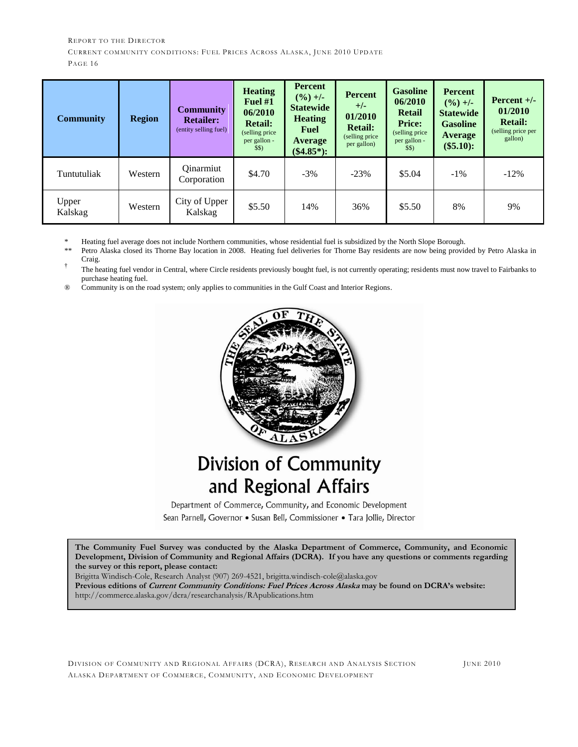| **Community** | **Region** | **Community Retailer:** (entity selling fuel) | **Heating Fuel #1 06/2010 Retail:** (selling price per gallon - $$) | **Percent (%) +/- Statewide Heating Fuel Average ($4.85*):** | **Percent +/- 01/2010 Retail:** (selling price per gallon) | **Gasoline 06/2010 Retail Price:** (selling price per gallon - $$) | **Percent (%) +/- Statewide Gasoline Average ($5.10):** | **Percent +/- 01/2010 Retail:** (selling price per gallon) |
|---|---|---|---|---|---|---|---|---|
| Tuntutuliak | Western | Qinarmiut Corporation | $4.70 | -3% | -23% | $5.04 | -1% | -12% |
| Upper Kalskag | Western | City of Upper Kalskag | $5.50 | 14% | 36% | $5.50 | 8% | 9% |

* Heating fuel average does not include Northern communities, whose residential fuel is subsidized by the North Slope Borough.

** Petro Alaska closed its Thorne Bay location in 2008. Heating fuel deliveries for Thorne Bay residents are now being provided by Petro Alaska in Craig.

† The heating fuel vendor in Central, where Circle residents previously bought fuel, is not currently operating; residents must now travel to Fairbanks to purchase heating fuel.

® Community is on the road system; only applies to communities in the Gulf Coast and Interior Regions.

THE SEAL OF THE STATE OF ALASKA

# Division of Community and Regional Affairs

Department of Commerce, Community, and Economic Development

Sean Parnell, Governor • Susan Bell, Commissioner • Tara Jollie, Director

**The Community Fuel Survey was conducted by the Alaska Department of Commerce, Community, and Economic Development, Division of Community and Regional Affairs (DCRA). If you have any questions or comments regarding the survey or this report, please contact:**

Brigitta Windisch-Cole, Research Analyst (907) 269-4521, brigitta.windisch-cole@alaska.gov

**Previous editions of *Current Community Conditions: Fuel Prices Across Alaska* may be found on DCRA's website:**

http://commerce.alaska.gov/dcra/researchanalysis/RApublications.htm